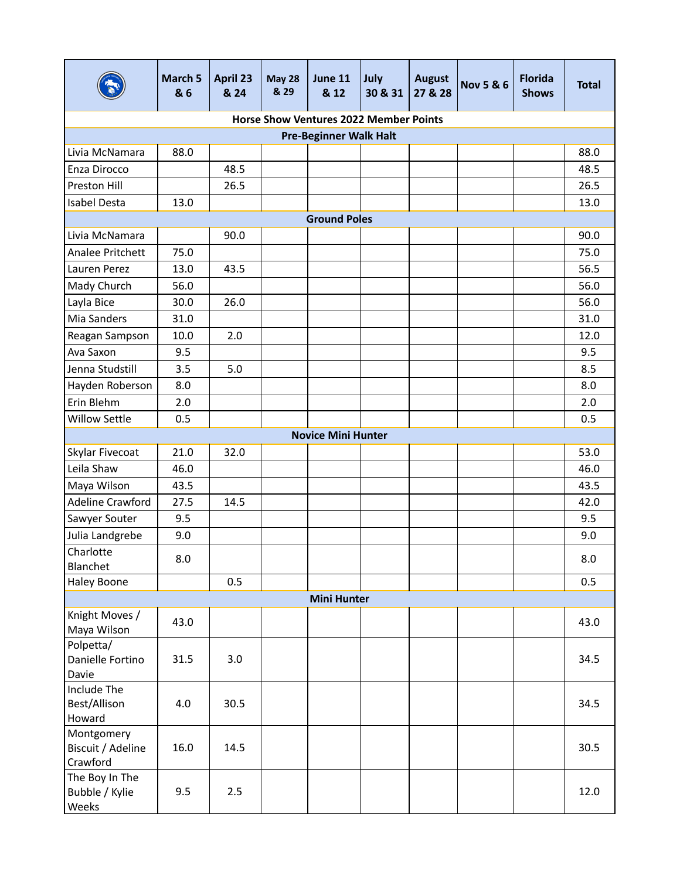| | March 5 & 6 | April 23 & 24 | May 28 & 29 | June 11 & 12 | July 30 & 31 | August 27 & 28 | Nov 5 & 6 | Florida Shows | Total |
|---|---|---|---|---|---|---|---|---|---|
| **Horse Show Ventures 2022 Member Points** | | | | | | | | | |
| **Pre-Beginner Walk Halt** | | | | | | | | | |
| Livia McNamara | 88.0 | | | | | | | | 88.0 |
| Enza Dirocco | | 48.5 | | | | | | | 48.5 |
| Preston Hill | | 26.5 | | | | | | | 26.5 |
| Isabel Desta | 13.0 | | | | | | | | 13.0 |
| **Ground Poles** | | | | | | | | | |
| Livia McNamara | | 90.0 | | | | | | | 90.0 |
| Analee Pritchett | 75.0 | | | | | | | | 75.0 |
| Lauren Perez | 13.0 | 43.5 | | | | | | | 56.5 |
| Mady Church | 56.0 | | | | | | | | 56.0 |
| Layla Bice | 30.0 | 26.0 | | | | | | | 56.0 |
| Mia Sanders | 31.0 | | | | | | | | 31.0 |
| Reagan Sampson | 10.0 | 2.0 | | | | | | | 12.0 |
| Ava Saxon | 9.5 | | | | | | | | 9.5 |
| Jenna Studstill | 3.5 | 5.0 | | | | | | | 8.5 |
| Hayden Roberson | 8.0 | | | | | | | | 8.0 |
| Erin Blehm | 2.0 | | | | | | | | 2.0 |
| Willow Settle | 0.5 | | | | | | | | 0.5 |
| **Novice Mini Hunter** | | | | | | | | | |
| Skylar Fivecoat | 21.0 | 32.0 | | | | | | | 53.0 |
| Leila Shaw | 46.0 | | | | | | | | 46.0 |
| Maya Wilson | 43.5 | | | | | | | | 43.5 |
| Adeline Crawford | 27.5 | 14.5 | | | | | | | 42.0 |
| Sawyer Souter | 9.5 | | | | | | | | 9.5 |
| Julia Landgrebe | 9.0 | | | | | | | | 9.0 |
| Charlotte Blanchet | 8.0 | | | | | | | | 8.0 |
| Haley Boone | | 0.5 | | | | | | | 0.5 |
| **Mini Hunter** | | | | | | | | | |
| Knight Moves / Maya Wilson | 43.0 | | | | | | | | 43.0 |
| Polpetta/ Danielle Fortino Davie | 31.5 | 3.0 | | | | | | | 34.5 |
| Include The Best/Allison Howard | 4.0 | 30.5 | | | | | | | 34.5 |
| Montgomery Biscuit / Adeline Crawford | 16.0 | 14.5 | | | | | | | 30.5 |
| The Boy In The Bubble / Kylie Weeks | 9.5 | 2.5 | | | | | | | 12.0 |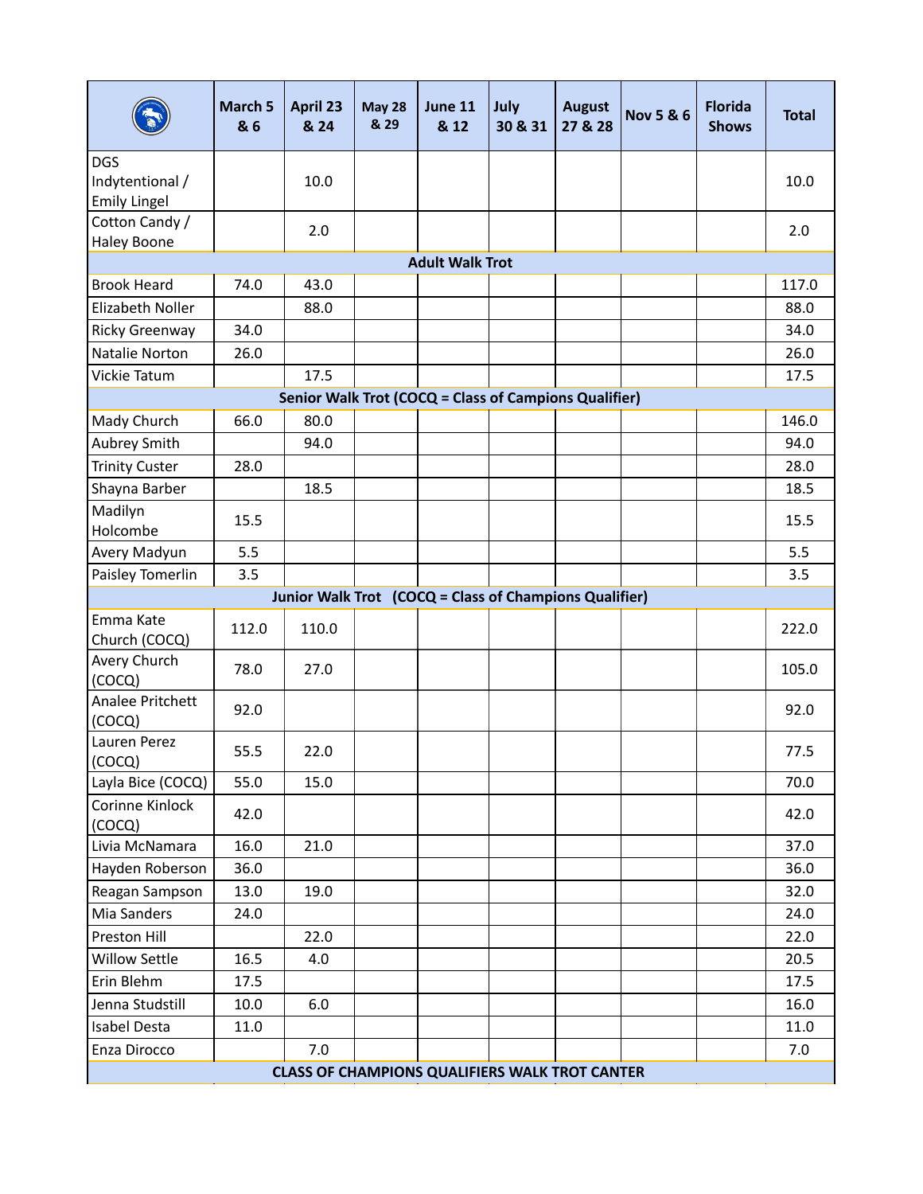| | March 5 & 6 | April 23 & 24 | May 28 & 29 | June 11 & 12 | July 30 & 31 | August 27 & 28 | Nov 5 & 6 | Florida Shows | Total |
|---|---|---|---|---|---|---|---|---|---|
| DGS Indytentional / Emily Lingel | | 10.0 | | | | | | | 10.0 |
| Cotton Candy / Haley Boone | | 2.0 | | | | | | | 2.0 |
| **Adult Walk Trot** | | | | | | | | | |
| Brook Heard | 74.0 | 43.0 | | | | | | | 117.0 |
| Elizabeth Noller | | 88.0 | | | | | | | 88.0 |
| Ricky Greenway | 34.0 | | | | | | | | 34.0 |
| Natalie Norton | 26.0 | | | | | | | | 26.0 |
| Vickie Tatum | | 17.5 | | | | | | | 17.5 |
| **Senior Walk Trot (COCQ = Class of Campions Qualifier)** | | | | | | | | | |
| Mady Church | 66.0 | 80.0 | | | | | | | 146.0 |
| Aubrey Smith | | 94.0 | | | | | | | 94.0 |
| Trinity Custer | 28.0 | | | | | | | | 28.0 |
| Shayna Barber | | 18.5 | | | | | | | 18.5 |
| Madilyn Holcombe | 15.5 | | | | | | | | 15.5 |
| Avery Madyun | 5.5 | | | | | | | | 5.5 |
| Paisley Tomerlin | 3.5 | | | | | | | | 3.5 |
| **Junior Walk Trot (COCQ = Class of Champions Qualifier)** | | | | | | | | | |
| Emma Kate Church (COCQ) | 112.0 | 110.0 | | | | | | | 222.0 |
| Avery Church (COCQ) | 78.0 | 27.0 | | | | | | | 105.0 |
| Analee Pritchett (COCQ) | 92.0 | | | | | | | | 92.0 |
| Lauren Perez (COCQ) | 55.5 | 22.0 | | | | | | | 77.5 |
| Layla Bice (COCQ) | 55.0 | 15.0 | | | | | | | 70.0 |
| Corinne Kinlock (COCQ) | 42.0 | | | | | | | | 42.0 |
| Livia McNamara | 16.0 | 21.0 | | | | | | | 37.0 |
| Hayden Roberson | 36.0 | | | | | | | | 36.0 |
| Reagan Sampson | 13.0 | 19.0 | | | | | | | 32.0 |
| Mia Sanders | 24.0 | | | | | | | | 24.0 |
| Preston Hill | | 22.0 | | | | | | | 22.0 |
| Willow Settle | 16.5 | 4.0 | | | | | | | 20.5 |
| Erin Blehm | 17.5 | | | | | | | | 17.5 |
| Jenna Studstill | 10.0 | 6.0 | | | | | | | 16.0 |
| Isabel Desta | 11.0 | | | | | | | | 11.0 |
| Enza Dirocco | | 7.0 | | | | | | | 7.0 |
| **CLASS OF CHAMPIONS QUALIFIERS WALK TROT CANTER** | | | | | | | | | |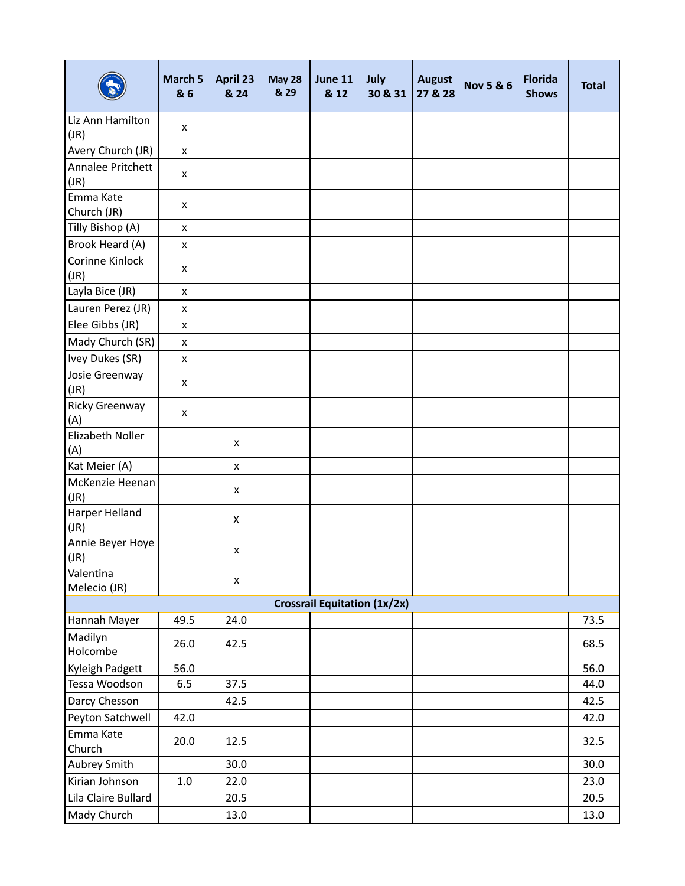| | March 5 & 6 | April 23 & 24 | May 28 & 29 | June 11 & 12 | July 30 & 31 | August 27 & 28 | Nov 5 & 6 | Florida Shows | Total |
|---|---|---|---|---|---|---|---|---|---|
| Liz Ann Hamilton (JR) | x | | | | | | | | |
| Avery Church (JR) | x | | | | | | | | |
| Annalee Pritchett (JR) | x | | | | | | | | |
| Emma Kate Church (JR) | x | | | | | | | | |
| Tilly Bishop (A) | x | | | | | | | | |
| Brook Heard (A) | x | | | | | | | | |
| Corinne Kinlock (JR) | x | | | | | | | | |
| Layla Bice (JR) | x | | | | | | | | |
| Lauren Perez (JR) | x | | | | | | | | |
| Elee Gibbs (JR) | x | | | | | | | | |
| Mady Church (SR) | x | | | | | | | | |
| Ivey Dukes (SR) | x | | | | | | | | |
| Josie Greenway (JR) | x | | | | | | | | |
| Ricky Greenway (A) | x | | | | | | | | |
| Elizabeth Noller (A) | | x | | | | | | | |
| Kat Meier (A) | | x | | | | | | | |
| McKenzie Heenan (JR) | | x | | | | | | | |
| Harper Helland (JR) | | X | | | | | | | |
| Annie Beyer Hoye (JR) | | x | | | | | | | |
| Valentina Melecio (JR) | | x | | | | | | | |
| **Crossrail Equitation (1x/2x)** | | | | | | | | | |
| Hannah Mayer | 49.5 | 24.0 | | | | | | | 73.5 |
| Madilyn Holcombe | 26.0 | 42.5 | | | | | | | 68.5 |
| Kyleigh Padgett | 56.0 | | | | | | | | 56.0 |
| Tessa Woodson | 6.5 | 37.5 | | | | | | | 44.0 |
| Darcy Chesson | | 42.5 | | | | | | | 42.5 |
| Peyton Satchwell | 42.0 | | | | | | | | 42.0 |
| Emma Kate Church | 20.0 | 12.5 | | | | | | | 32.5 |
| Aubrey Smith | | 30.0 | | | | | | | 30.0 |
| Kirian Johnson | 1.0 | 22.0 | | | | | | | 23.0 |
| Lila Claire Bullard | | 20.5 | | | | | | | 20.5 |
| Mady Church | | 13.0 | | | | | | | 13.0 |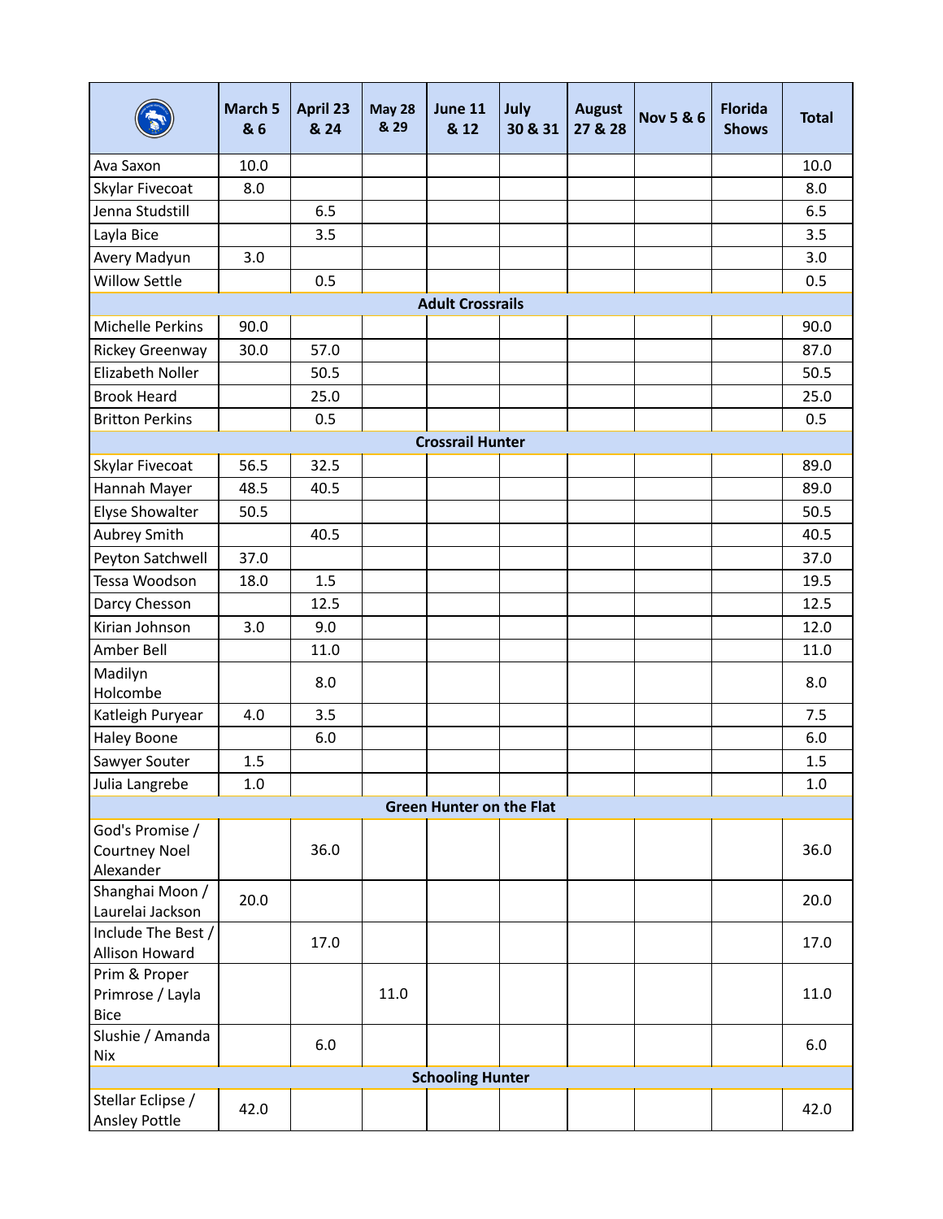| | March 5 & 6 | April 23 & 24 | May 28 & 29 | June 11 & 12 | July 30 & 31 | August 27 & 28 | Nov 5 & 6 | Florida Shows | Total |
|---|---|---|---|---|---|---|---|---|---|
| Ava Saxon | 10.0 | | | | | | | | 10.0 |
| Skylar Fivecoat | 8.0 | | | | | | | | 8.0 |
| Jenna Studstill | | 6.5 | | | | | | | 6.5 |
| Layla Bice | | 3.5 | | | | | | | 3.5 |
| Avery Madyun | 3.0 | | | | | | | | 3.0 |
| Willow Settle | | 0.5 | | | | | | | 0.5 |
| **Adult Crossrails** | | | | | | | | | |
| Michelle Perkins | 90.0 | | | | | | | | 90.0 |
| Rickey Greenway | 30.0 | 57.0 | | | | | | | 87.0 |
| Elizabeth Noller | | 50.5 | | | | | | | 50.5 |
| Brook Heard | | 25.0 | | | | | | | 25.0 |
| Britton Perkins | | 0.5 | | | | | | | 0.5 |
| **Crossrail Hunter** | | | | | | | | | |
| Skylar Fivecoat | 56.5 | 32.5 | | | | | | | 89.0 |
| Hannah Mayer | 48.5 | 40.5 | | | | | | | 89.0 |
| Elyse Showalter | 50.5 | | | | | | | | 50.5 |
| Aubrey Smith | | 40.5 | | | | | | | 40.5 |
| Peyton Satchwell | 37.0 | | | | | | | | 37.0 |
| Tessa Woodson | 18.0 | 1.5 | | | | | | | 19.5 |
| Darcy Chesson | | 12.5 | | | | | | | 12.5 |
| Kirian Johnson | 3.0 | 9.0 | | | | | | | 12.0 |
| Amber Bell | | 11.0 | | | | | | | 11.0 |
| Madilyn Holcombe | | 8.0 | | | | | | | 8.0 |
| Katleigh Puryear | 4.0 | 3.5 | | | | | | | 7.5 |
| Haley Boone | | 6.0 | | | | | | | 6.0 |
| Sawyer Souter | 1.5 | | | | | | | | 1.5 |
| Julia Langrebe | 1.0 | | | | | | | | 1.0 |
| **Green Hunter on the Flat** | | | | | | | | | |
| God's Promise / Courtney Noel Alexander | | 36.0 | | | | | | | 36.0 |
| Shanghai Moon / Laurelai Jackson | 20.0 | | | | | | | | 20.0 |
| Include The Best / Allison Howard | | 17.0 | | | | | | | 17.0 |
| Prim & Proper Primrose / Layla Bice | | | 11.0 | | | | | | 11.0 |
| Slushie / Amanda Nix | | 6.0 | | | | | | | 6.0 |
| **Schooling Hunter** | | | | | | | | | |
| Stellar Eclipse / Ansley Pottle | 42.0 | | | | | | | | 42.0 |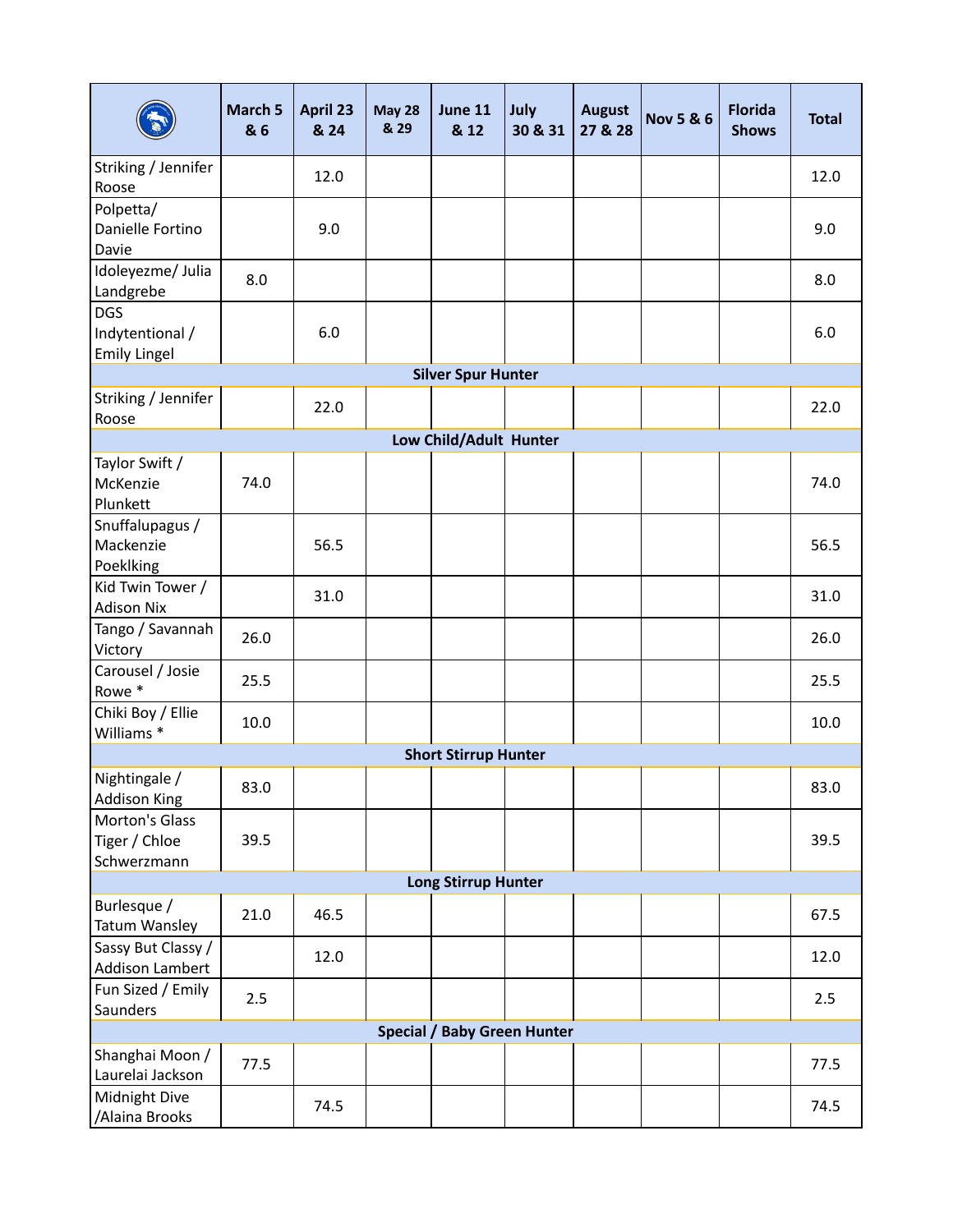|  | March 5 & 6 | April 23 & 24 | May 28 & 29 | June 11 & 12 | July 30 & 31 | August 27 & 28 | Nov 5 & 6 | Florida Shows | Total |
|---|---|---|---|---|---|---|---|---|---|
| Striking / Jennifer Roose |  | 12.0 |  |  |  |  |  |  | 12.0 |
| Polpetta/ Danielle Fortino Davie |  | 9.0 |  |  |  |  |  |  | 9.0 |
| Idoleyezme/ Julia Landgrebe | 8.0 |  |  |  |  |  |  |  | 8.0 |
| DGS Indytentional / Emily Lingel |  | 6.0 |  |  |  |  |  |  | 6.0 |
| **Silver Spur Hunter** |  |  |  |  |  |  |  |  |  |
| Striking / Jennifer Roose |  | 22.0 |  |  |  |  |  |  | 22.0 |
| **Low Child/Adult Hunter** |  |  |  |  |  |  |  |  |  |
| Taylor Swift / McKenzie Plunkett | 74.0 |  |  |  |  |  |  |  | 74.0 |
| Snuffalupagus / Mackenzie Poeklking |  | 56.5 |  |  |  |  |  |  | 56.5 |
| Kid Twin Tower / Adison Nix |  | 31.0 |  |  |  |  |  |  | 31.0 |
| Tango / Savannah Victory | 26.0 |  |  |  |  |  |  |  | 26.0 |
| Carousel / Josie Rowe * | 25.5 |  |  |  |  |  |  |  | 25.5 |
| Chiki Boy / Ellie Williams * | 10.0 |  |  |  |  |  |  |  | 10.0 |
| **Short Stirrup Hunter** |  |  |  |  |  |  |  |  |  |
| Nightingale / Addison King | 83.0 |  |  |  |  |  |  |  | 83.0 |
| Morton's Glass Tiger / Chloe Schwerzmann | 39.5 |  |  |  |  |  |  |  | 39.5 |
| **Long Stirrup Hunter** |  |  |  |  |  |  |  |  |  |
| Burlesque / Tatum Wansley | 21.0 | 46.5 |  |  |  |  |  |  | 67.5 |
| Sassy But Classy / Addison Lambert |  | 12.0 |  |  |  |  |  |  | 12.0 |
| Fun Sized / Emily Saunders | 2.5 |  |  |  |  |  |  |  | 2.5 |
| **Special / Baby Green Hunter** |  |  |  |  |  |  |  |  |  |
| Shanghai Moon / Laurelai Jackson | 77.5 |  |  |  |  |  |  |  | 77.5 |
| Midnight Dive /Alaina Brooks |  | 74.5 |  |  |  |  |  |  | 74.5 |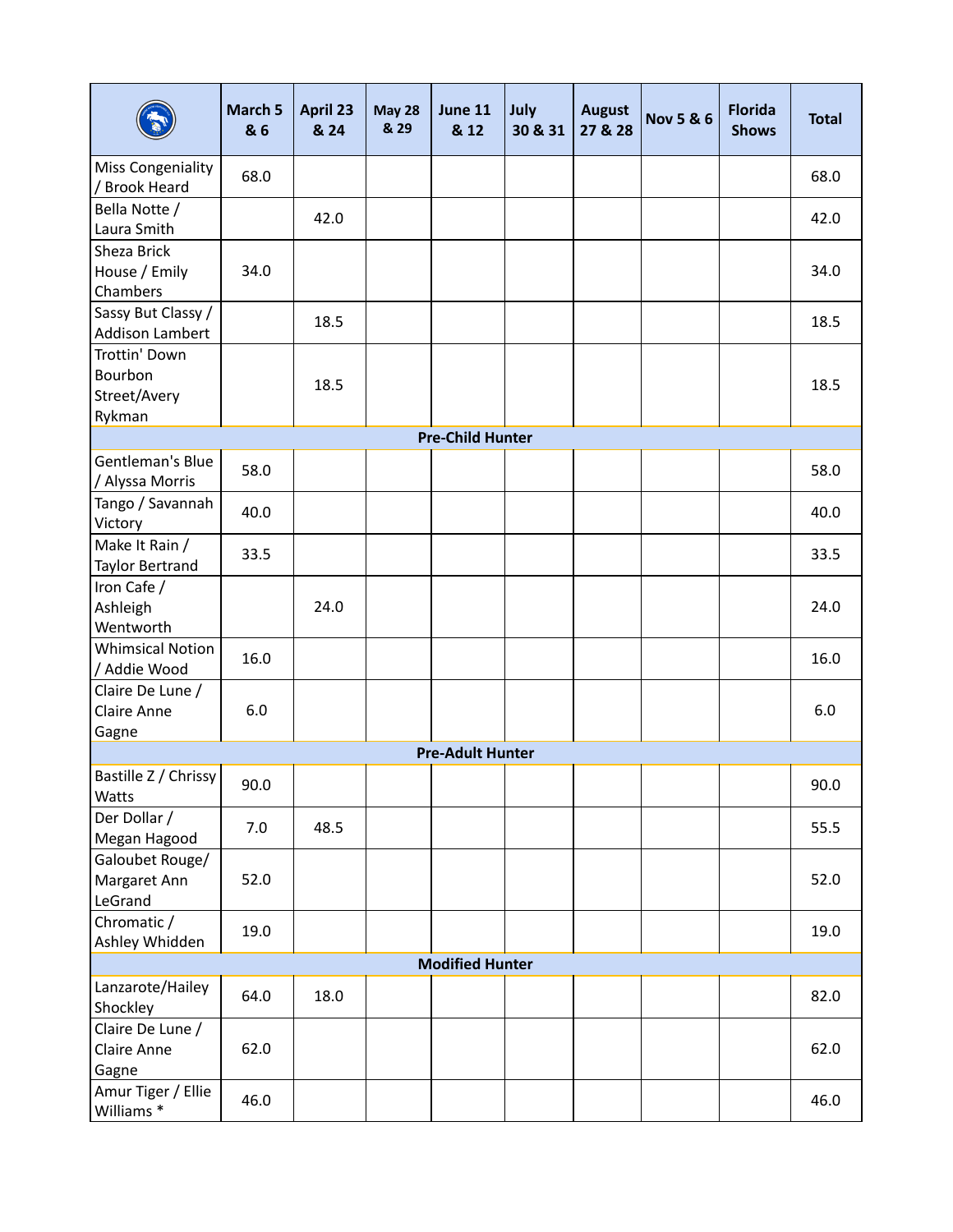| | March 5 & 6 | April 23 & 24 | May 28 & 29 | June 11 & 12 | July 30 & 31 | August 27 & 28 | Nov 5 & 6 | Florida Shows | Total |
|---|---|---|---|---|---|---|---|---|---|
| Miss Congeniality / Brook Heard | 68.0 | | | | | | | | 68.0 |
| Bella Notte / Laura Smith | | 42.0 | | | | | | | 42.0 |
| Sheza Brick House / Emily Chambers | 34.0 | | | | | | | | 34.0 |
| Sassy But Classy / Addison Lambert | | 18.5 | | | | | | | 18.5 |
| Trottin' Down Bourbon Street/Avery Rykman | | 18.5 | | | | | | | 18.5 |
| **Pre-Child Hunter** | | | | | | | | | |
| Gentleman's Blue / Alyssa Morris | 58.0 | | | | | | | | 58.0 |
| Tango / Savannah Victory | 40.0 | | | | | | | | 40.0 |
| Make It Rain / Taylor Bertrand | 33.5 | | | | | | | | 33.5 |
| Iron Cafe / Ashleigh Wentworth | | 24.0 | | | | | | | 24.0 |
| Whimsical Notion / Addie Wood | 16.0 | | | | | | | | 16.0 |
| Claire De Lune / Claire Anne Gagne | 6.0 | | | | | | | | 6.0 |
| **Pre-Adult Hunter** | | | | | | | | | |
| Bastille Z / Chrissy Watts | 90.0 | | | | | | | | 90.0 |
| Der Dollar / Megan Hagood | 7.0 | 48.5 | | | | | | | 55.5 |
| Galoubet Rouge/ Margaret Ann LeGrand | 52.0 | | | | | | | | 52.0 |
| Chromatic / Ashley Whidden | 19.0 | | | | | | | | 19.0 |
| **Modified Hunter** | | | | | | | | | |
| Lanzarote/Hailey Shockley | 64.0 | 18.0 | | | | | | | 82.0 |
| Claire De Lune / Claire Anne Gagne | 62.0 | | | | | | | | 62.0 |
| Amur Tiger / Ellie Williams * | 46.0 | | | | | | | | 46.0 |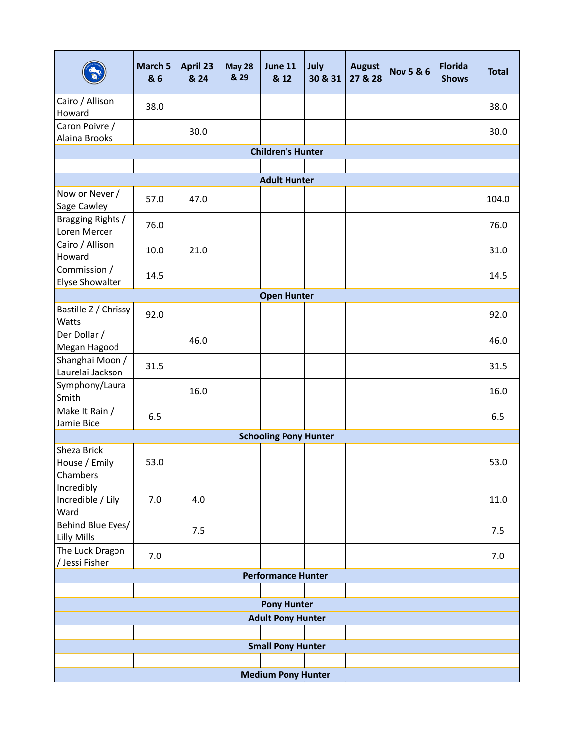| | March 5 & 6 | April 23 & 24 | May 28 & 29 | June 11 & 12 | July 30 & 31 | August 27 & 28 | Nov 5 & 6 | Florida Shows | Total |
|---|---|---|---|---|---|---|---|---|---|
| Cairo / Allison Howard | 38.0 | | | | | | | | 38.0 |
| Caron Poivre / Alaina Brooks | | 30.0 | | | | | | | 30.0 |
| **Children's Hunter** | | | | | | | | | |
| | | | | | | | | | |
| **Adult Hunter** | | | | | | | | | |
| Now or Never / Sage Cawley | 57.0 | 47.0 | | | | | | | 104.0 |
| Bragging Rights / Loren Mercer | 76.0 | | | | | | | | 76.0 |
| Cairo / Allison Howard | 10.0 | 21.0 | | | | | | | 31.0 |
| Commission / Elyse Showalter | 14.5 | | | | | | | | 14.5 |
| **Open Hunter** | | | | | | | | | |
| Bastille Z / Chrissy Watts | 92.0 | | | | | | | | 92.0 |
| Der Dollar / Megan Hagood | | 46.0 | | | | | | | 46.0 |
| Shanghai Moon / Laurelai Jackson | 31.5 | | | | | | | | 31.5 |
| Symphony/Laura Smith | | 16.0 | | | | | | | 16.0 |
| Make It Rain / Jamie Bice | 6.5 | | | | | | | | 6.5 |
| **Schooling Pony Hunter** | | | | | | | | | |
| Sheza Brick House / Emily Chambers | 53.0 | | | | | | | | 53.0 |
| Incredibly Incredible / Lily Ward | 7.0 | 4.0 | | | | | | | 11.0 |
| Behind Blue Eyes/ Lilly Mills | | 7.5 | | | | | | | 7.5 |
| The Luck Dragon / Jessi Fisher | 7.0 | | | | | | | | 7.0 |
| **Performance Hunter** | | | | | | | | | |
| | | | | | | | | | |
| **Pony Hunter** | | | | | | | | | |
| **Adult Pony Hunter** | | | | | | | | | |
| | | | | | | | | | |
| **Small Pony Hunter** | | | | | | | | | |
| | | | | | | | | | |
| **Medium Pony Hunter** | | | | | | | | | |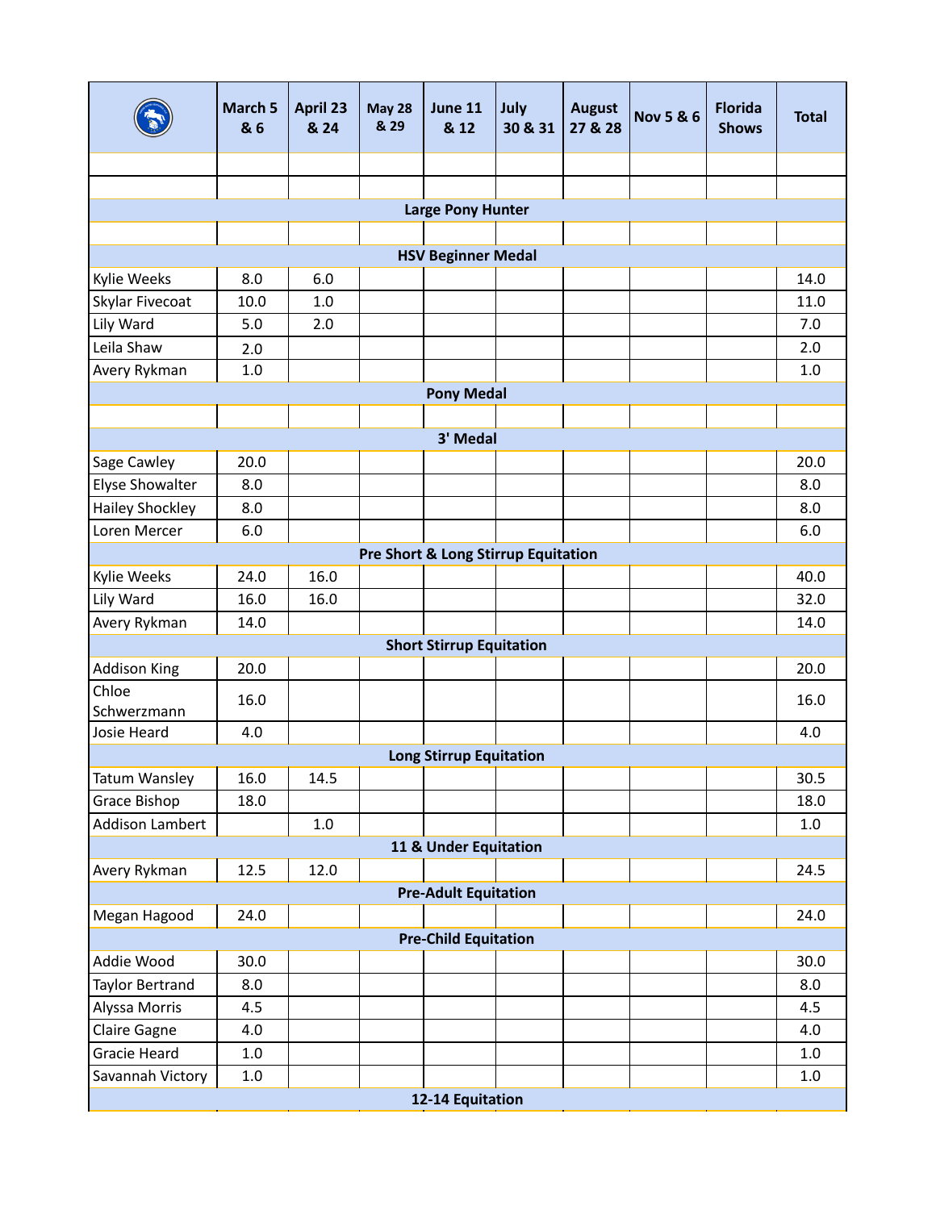| | March 5 & 6 | April 23 & 24 | May 28 & 29 | June 11 & 12 | July 30 & 31 | August 27 & 28 | Nov 5 & 6 | Florida Shows | Total |
|---|---|---|---|---|---|---|---|---|---|
| | | | | | | | | | |
| | | | | | | | | | |
| **Large Pony Hunter** | | | | | | | | | |
| | | | | | | | | | |
| **HSV Beginner Medal** | | | | | | | | | |
| Kylie Weeks | 8.0 | 6.0 | | | | | | | 14.0 |
| Skylar Fivecoat | 10.0 | 1.0 | | | | | | | 11.0 |
| Lily Ward | 5.0 | 2.0 | | | | | | | 7.0 |
| Leila Shaw | 2.0 | | | | | | | | 2.0 |
| Avery Rykman | 1.0 | | | | | | | | 1.0 |
| **Pony Medal** | | | | | | | | | |
| | | | | | | | | | |
| **3' Medal** | | | | | | | | | |
| Sage Cawley | 20.0 | | | | | | | | 20.0 |
| Elyse Showalter | 8.0 | | | | | | | | 8.0 |
| Hailey Shockley | 8.0 | | | | | | | | 8.0 |
| Loren Mercer | 6.0 | | | | | | | | 6.0 |
| **Pre Short & Long Stirrup Equitation** | | | | | | | | | |
| Kylie Weeks | 24.0 | 16.0 | | | | | | | 40.0 |
| Lily Ward | 16.0 | 16.0 | | | | | | | 32.0 |
| Avery Rykman | 14.0 | | | | | | | | 14.0 |
| **Short Stirrup Equitation** | | | | | | | | | |
| Addison King | 20.0 | | | | | | | | 20.0 |
| Chloe Schwerzmann | 16.0 | | | | | | | | 16.0 |
| Josie Heard | 4.0 | | | | | | | | 4.0 |
| **Long Stirrup Equitation** | | | | | | | | | |
| Tatum Wansley | 16.0 | 14.5 | | | | | | | 30.5 |
| Grace Bishop | 18.0 | | | | | | | | 18.0 |
| Addison Lambert | | 1.0 | | | | | | | 1.0 |
| **11 & Under Equitation** | | | | | | | | | |
| Avery Rykman | 12.5 | 12.0 | | | | | | | 24.5 |
| **Pre-Adult Equitation** | | | | | | | | | |
| Megan Hagood | 24.0 | | | | | | | | 24.0 |
| **Pre-Child Equitation** | | | | | | | | | |
| Addie Wood | 30.0 | | | | | | | | 30.0 |
| Taylor Bertrand | 8.0 | | | | | | | | 8.0 |
| Alyssa Morris | 4.5 | | | | | | | | 4.5 |
| Claire Gagne | 4.0 | | | | | | | | 4.0 |
| Gracie Heard | 1.0 | | | | | | | | 1.0 |
| Savannah Victory | 1.0 | | | | | | | | 1.0 |
| **12-14 Equitation** | | | | | | | | | |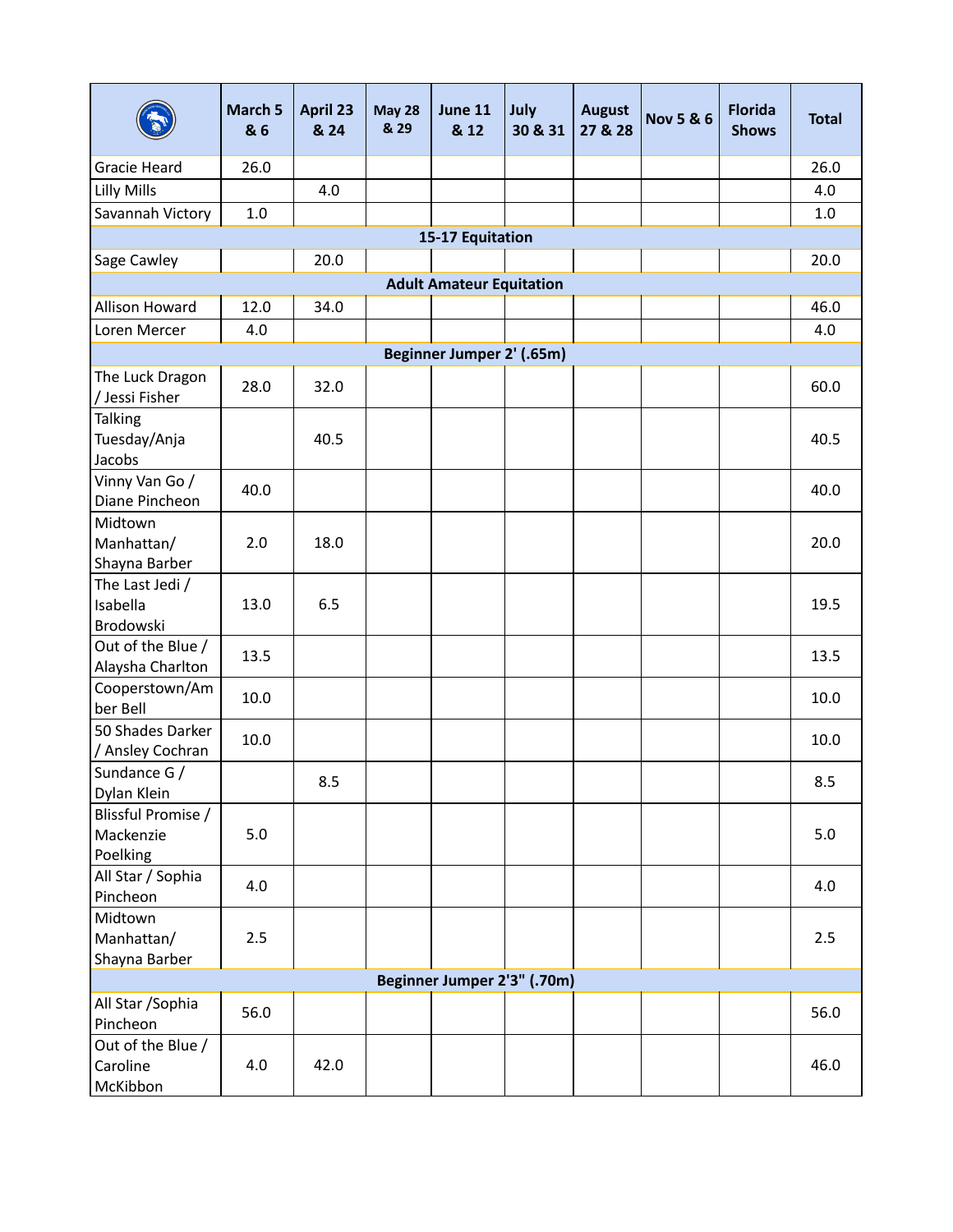| | March 5 & 6 | April 23 & 24 | May 28 & 29 | June 11 & 12 | July 30 & 31 | August 27 & 28 | Nov 5 & 6 | Florida Shows | Total |
|---|---|---|---|---|---|---|---|---|---|
| Gracie Heard | 26.0 | | | | | | | | 26.0 |
| Lilly Mills | | 4.0 | | | | | | | 4.0 |
| Savannah Victory | 1.0 | | | | | | | | 1.0 |
| **15-17 Equitation** | | | | | | | | | |
| Sage Cawley | | 20.0 | | | | | | | 20.0 |
| **Adult Amateur Equitation** | | | | | | | | | |
| Allison Howard | 12.0 | 34.0 | | | | | | | 46.0 |
| Loren Mercer | 4.0 | | | | | | | | 4.0 |
| **Beginner Jumper 2' (.65m)** | | | | | | | | | |
| The Luck Dragon / Jessi Fisher | 28.0 | 32.0 | | | | | | | 60.0 |
| Talking Tuesday/Anja Jacobs | | 40.5 | | | | | | | 40.5 |
| Vinny Van Go / Diane Pincheon | 40.0 | | | | | | | | 40.0 |
| Midtown Manhattan/ Shayna Barber | 2.0 | 18.0 | | | | | | | 20.0 |
| The Last Jedi / Isabella Brodowski | 13.0 | 6.5 | | | | | | | 19.5 |
| Out of the Blue / Alaysha Charlton | 13.5 | | | | | | | | 13.5 |
| Cooperstown/Amber Bell | 10.0 | | | | | | | | 10.0 |
| 50 Shades Darker / Ansley Cochran | 10.0 | | | | | | | | 10.0 |
| Sundance G / Dylan Klein | | 8.5 | | | | | | | 8.5 |
| Blissful Promise / Mackenzie Poelking | 5.0 | | | | | | | | 5.0 |
| All Star / Sophia Pincheon | 4.0 | | | | | | | | 4.0 |
| Midtown Manhattan/ Shayna Barber | 2.5 | | | | | | | | 2.5 |
| **Beginner Jumper 2'3" (.70m)** | | | | | | | | | |
| All Star /Sophia Pincheon | 56.0 | | | | | | | | 56.0 |
| Out of the Blue / Caroline McKibbon | 4.0 | 42.0 | | | | | | | 46.0 |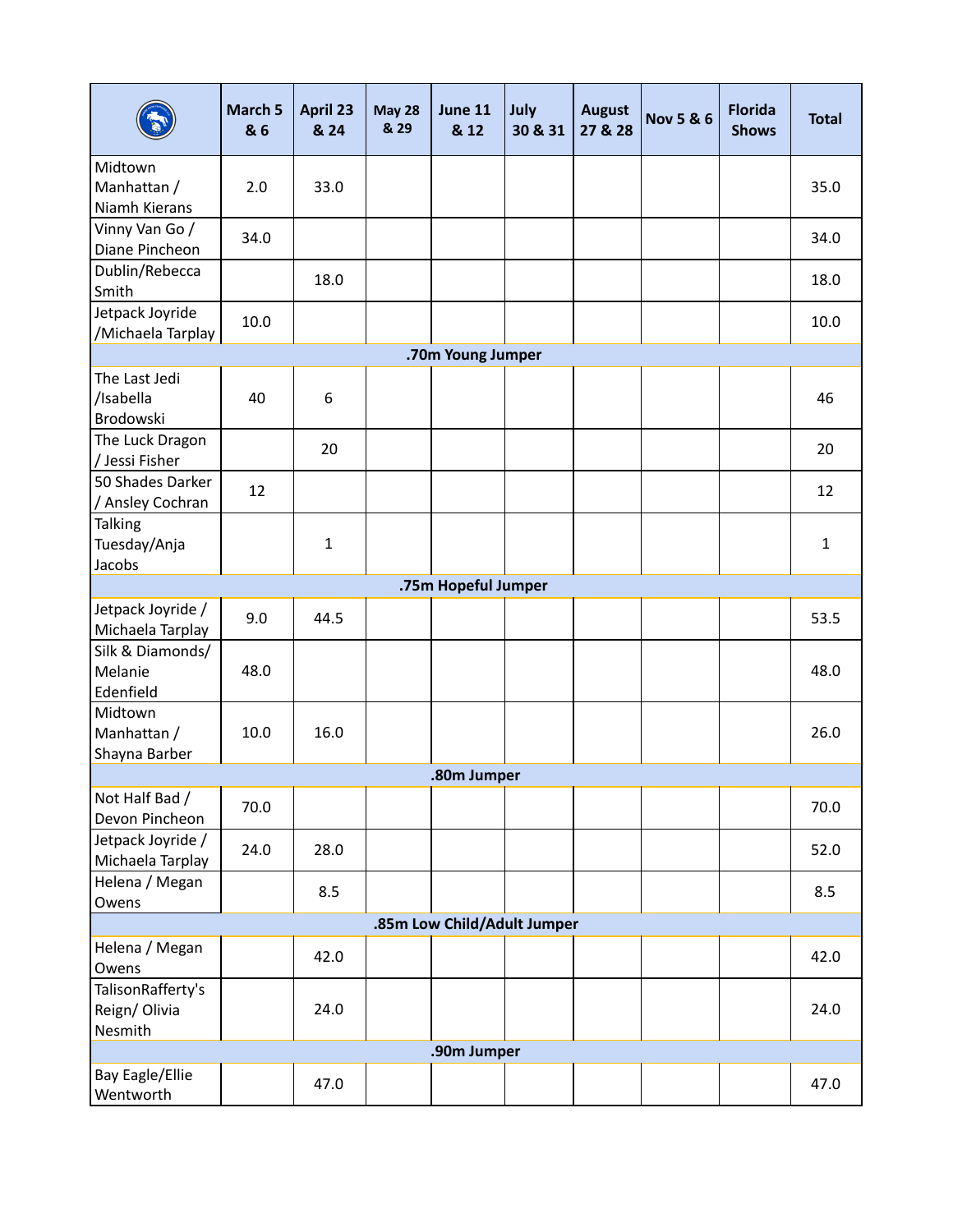| | March 5 & 6 | April 23 & 24 | May 28 & 29 | June 11 & 12 | July 30 & 31 | August 27 & 28 | Nov 5 & 6 | Florida Shows | Total |
|---|---|---|---|---|---|---|---|---|---|
| Midtown Manhattan / Niamh Kierans | 2.0 | 33.0 | | | | | | | 35.0 |
| Vinny Van Go / Diane Pincheon | 34.0 | | | | | | | | 34.0 |
| Dublin/Rebecca Smith | | 18.0 | | | | | | | 18.0 |
| Jetpack Joyride /Michaela Tarplay | 10.0 | | | | | | | | 10.0 |
| **.70m Young Jumper** | | | | | | | | | |
| The Last Jedi /Isabella Brodowski | 40 | 6 | | | | | | | 46 |
| The Luck Dragon / Jessi Fisher | | 20 | | | | | | | 20 |
| 50 Shades Darker / Ansley Cochran | 12 | | | | | | | | 12 |
| Talking Tuesday/Anja Jacobs | | 1 | | | | | | | 1 |
| **.75m Hopeful Jumper** | | | | | | | | | |
| Jetpack Joyride / Michaela Tarplay | 9.0 | 44.5 | | | | | | | 53.5 |
| Silk & Diamonds/ Melanie Edenfield | 48.0 | | | | | | | | 48.0 |
| Midtown Manhattan / Shayna Barber | 10.0 | 16.0 | | | | | | | 26.0 |
| **.80m Jumper** | | | | | | | | | |
| Not Half Bad / Devon Pincheon | 70.0 | | | | | | | | 70.0 |
| Jetpack Joyride / Michaela Tarplay | 24.0 | 28.0 | | | | | | | 52.0 |
| Helena / Megan Owens | | 8.5 | | | | | | | 8.5 |
| **.85m Low Child/Adult Jumper** | | | | | | | | | |
| Helena / Megan Owens | | 42.0 | | | | | | | 42.0 |
| TalisonRafferty's Reign/ Olivia Nesmith | | 24.0 | | | | | | | 24.0 |
| **.90m Jumper** | | | | | | | | | |
| Bay Eagle/Ellie Wentworth | | 47.0 | | | | | | | 47.0 |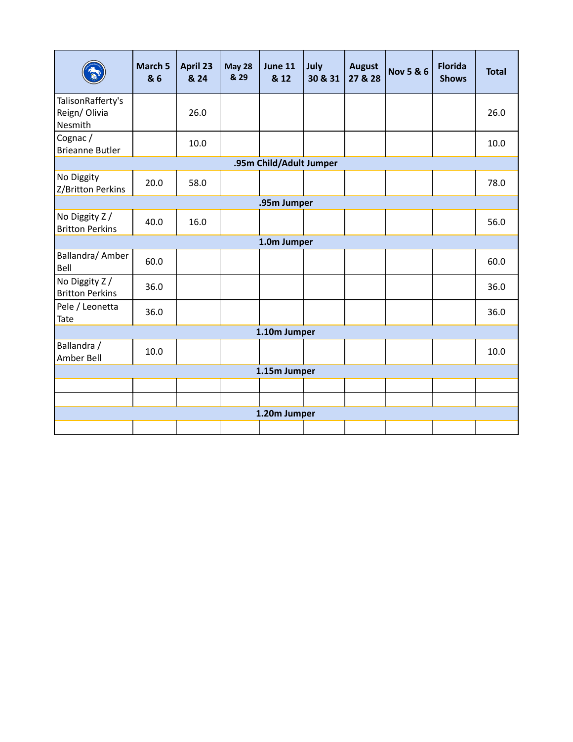| | March 5 & 6 | April 23 & 24 | May 28 & 29 | June 11 & 12 | July 30 & 31 | August 27 & 28 | Nov 5 & 6 | Florida Shows | Total |
|---|---|---|---|---|---|---|---|---|---|
| TalisonRafferty's Reign/ Olivia Nesmith | | 26.0 | | | | | | | 26.0 |
| Cognac / Brieanne Butler | | 10.0 | | | | | | | 10.0 |
| **.95m Child/Adult Jumper** | | | | | | | | | |
| No Diggity Z/Britton Perkins | 20.0 | 58.0 | | | | | | | 78.0 |
| **.95m Jumper** | | | | | | | | | |
| No Diggity Z / Britton Perkins | 40.0 | 16.0 | | | | | | | 56.0 |
| **1.0m Jumper** | | | | | | | | | |
| Ballandra/ Amber Bell | 60.0 | | | | | | | | 60.0 |
| No Diggity Z / Britton Perkins | 36.0 | | | | | | | | 36.0 |
| Pele / Leonetta Tate | 36.0 | | | | | | | | 36.0 |
| **1.10m Jumper** | | | | | | | | | |
| Ballandra / Amber Bell | 10.0 | | | | | | | | 10.0 |
| **1.15m Jumper** | | | | | | | | | |
| | | | | | | | | | |
| | | | | | | | | | |
| **1.20m Jumper** | | | | | | | | | |
| | | | | | | | | | |